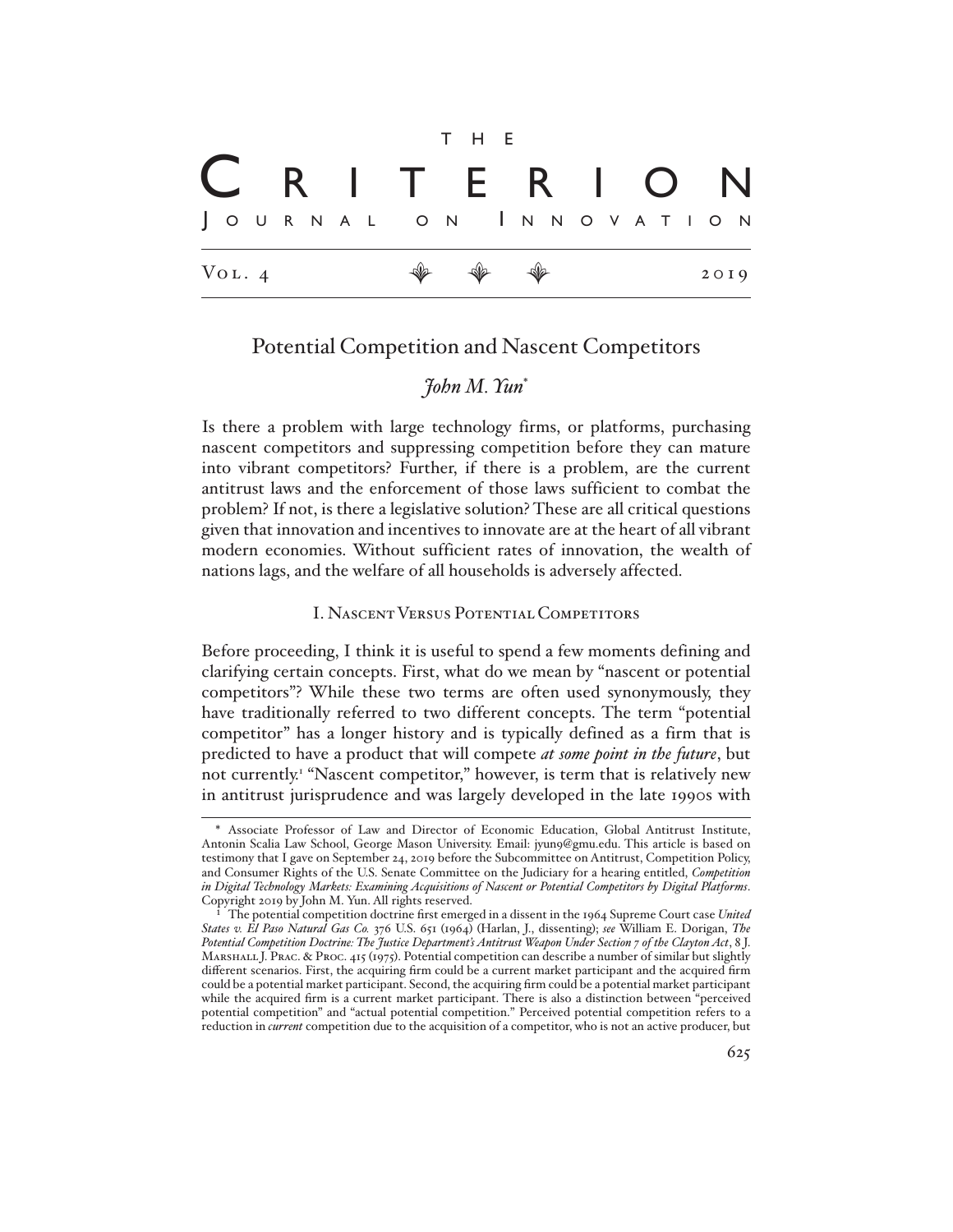# THE CRITERION JOURNAL ON INNOVATION

Vol. 4 2019

## Potential Competition and Nascent Competitors

*John M. Yun*[*]

Is there a problem with large technology firms, or platforms, purchasing nascent competitors and suppressing competition before they can mature into vibrant competitors? Further, if there is a problem, are the current antitrust laws and the enforcement of those laws sufficient to combat the problem? If not, is there a legislative solution? These are all critical questions given that innovation and incentives to innovate are at the heart of all vibrant modern economies. Without sufficient rates of innovation, the wealth of nations lags, and the welfare of all households is adversely affected.

### I. Nascent Versus Potential Competitors

Before proceeding, I think it is useful to spend a few moments defining and clarifying certain concepts. First, what do we mean by "nascent or potential competitors"? While these two terms are often used synonymously, they have traditionally referred to two different concepts. The term "potential competitor" has a longer history and is typically defined as a firm that is predicted to have a product that will compete ***at some point in the future***, but not currently.[1] "Nascent competitor," however, is term that is relatively new in antitrust jurisprudence and was largely developed in the late 1990s with

---

[*] Associate Professor of Law and Director of Economic Education, Global Antitrust Institute, Antonin Scalia Law School, George Mason University. Email: jyun9@gmu.edu. This article is based on testimony that I gave on September 24, 2019 before the Subcommittee on Antitrust, Competition Policy, and Consumer Rights of the U.S. Senate Committee on the Judiciary for a hearing entitled, *Competition in Digital Technology Markets: Examining Acquisitions of Nascent or Potential Competitors by Digital Platforms*. Copyright 2019 by John M. Yun. All rights reserved.

[1] The potential competition doctrine first emerged in a dissent in the 1964 Supreme Court case *United States v. El Paso Natural Gas Co.* 376 U.S. 651 (1964) (Harlan, J., dissenting); *see* William E. Dorigan, *The Potential Competition Doctrine: The Justice Department's Antitrust Weapon Under Section 7 of the Clayton Act*, 8 J. Marshall J. Prac. & Proc. 415 (1975). Potential competition can describe a number of similar but slightly different scenarios. First, the acquiring firm could be a current market participant and the acquired firm could be a potential market participant. Second, the acquiring firm could be a potential market participant while the acquired firm is a current market participant. There is also a distinction between "perceived potential competition" and "actual potential competition." Perceived potential competition refers to a reduction in *current* competition due to the acquisition of a competitor, who is not an active producer, but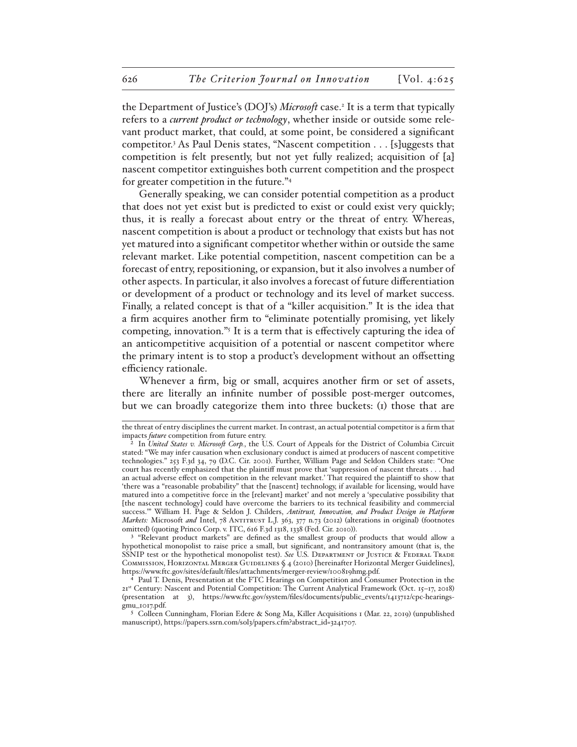the Department of Justice's (DOJ's) *Microsoft* case.[2] It is a term that typically refers to a *current product or technology*, whether inside or outside some relevant product market, that could, at some point, be considered a significant competitor.[3] As Paul Denis states, "Nascent competition . . . [s]uggests that competition is felt presently, but not yet fully realized; acquisition of [a] nascent competitor extinguishes both current competition and the prospect for greater competition in the future."[4]

Generally speaking, we can consider potential competition as a product that does not yet exist but is predicted to exist or could exist very quickly; thus, it is really a forecast about entry or the threat of entry. Whereas, nascent competition is about a product or technology that exists but has not yet matured into a significant competitor whether within or outside the same relevant market. Like potential competition, nascent competition can be a forecast of entry, repositioning, or expansion, but it also involves a number of other aspects. In particular, it also involves a forecast of future differentiation or development of a product or technology and its level of market success. Finally, a related concept is that of a "killer acquisition." It is the idea that a firm acquires another firm to "eliminate potentially promising, yet likely competing, innovation."[5] It is a term that is effectively capturing the idea of an anticompetitive acquisition of a potential or nascent competitor where the primary intent is to stop a product's development without an offsetting efficiency rationale.

Whenever a firm, big or small, acquires another firm or set of assets, there are literally an infinite number of possible post-merger outcomes, but we can broadly categorize them into three buckets: (1) those that are

---

the threat of entry disciplines the current market. In contrast, an actual potential competitor is a firm that impacts *future* competition from future entry.

[2] In *United States v. Microsoft Corp.*, the U.S. Court of Appeals for the District of Columbia Circuit stated: "We may infer causation when exclusionary conduct is aimed at producers of nascent competitive technologies." 253 F.3d 34, 79 (D.C. Cir. 2001). Further, William Page and Seldon Childers state: "One court has recently emphasized that the plaintiff must prove that 'suppression of nascent threats . . . had an actual adverse effect on competition in the relevant market.' That required the plaintiff to show that 'there was a "reasonable probability" that the [nascent] technology, if available for licensing, would have matured into a competitive force in the [relevant] market' and not merely a 'speculative possibility that [the nascent technology] could have overcome the barriers to its technical feasibility and commercial success.'" William H. Page & Seldon J. Childers, *Antitrust, Innovation, and Product Design in Platform Markets:* Microsoft *and* Intel, 78 Antitrust L.J. 363, 377 n.73 (2012) (alterations in original) (footnotes omitted) (quoting Princo Corp. v. ITC, 616 F.3d 1318, 1338 (Fed. Cir. 2010)).

[3] "Relevant product markets" are defined as the smallest group of products that would allow a hypothetical monopolist to raise price a small, but significant, and nontransitory amount (that is, the SSNIP test or the hypothetical monopolist test). *See* U.S. Department of Justice & Federal Trade Commission, Horizontal Merger Guidelines § 4 (2010) [hereinafter Horizontal Merger Guidelines], https://www.ftc.gov/sites/default/files/attachments/merger-review/100819hmg.pdf.

[4] Paul T. Denis, Presentation at the FTC Hearings on Competition and Consumer Protection in the 21st Century: Nascent and Potential Competition: The Current Analytical Framework (Oct. 15–17, 2018) (presentation at 3), https://www.ftc.gov/system/files/documents/public_events/1413712/cpc-hearings-gmu_1017.pdf.

[5] Colleen Cunningham, Florian Edere & Song Ma, Killer Acquisitions 1 (Mar. 22, 2019) (unpublished manuscript), https://papers.ssrn.com/sol3/papers.cfm?abstract_id=3241707.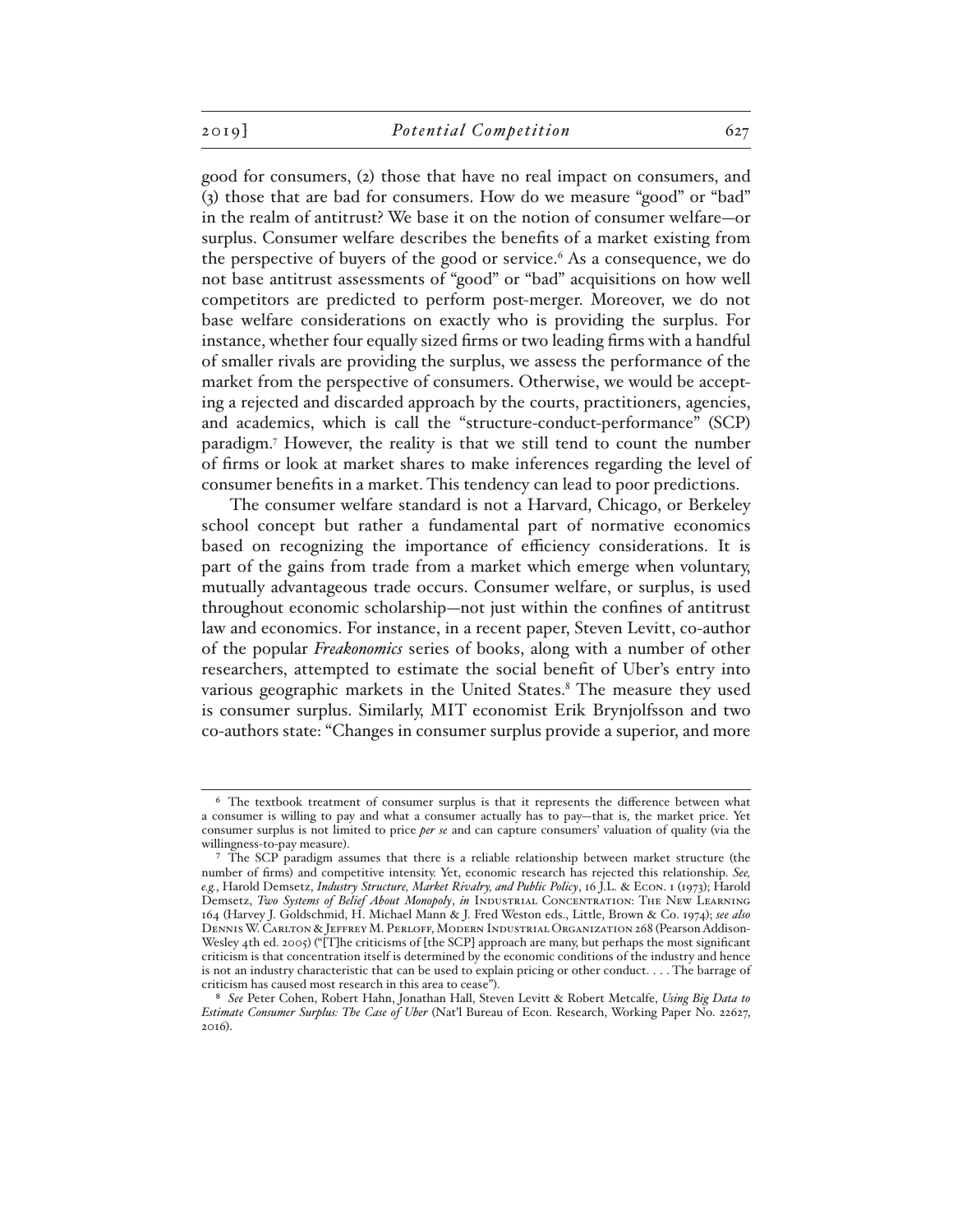good for consumers, (2) those that have no real impact on consumers, and (3) those that are bad for consumers. How do we measure "good" or "bad" in the realm of antitrust? We base it on the notion of consumer welfare—or surplus. Consumer welfare describes the benefits of a market existing from the perspective of buyers of the good or service.[6] As a consequence, we do not base antitrust assessments of "good" or "bad" acquisitions on how well competitors are predicted to perform post-merger. Moreover, we do not base welfare considerations on exactly who is providing the surplus. For instance, whether four equally sized firms or two leading firms with a handful of smaller rivals are providing the surplus, we assess the performance of the market from the perspective of consumers. Otherwise, we would be accepting a rejected and discarded approach by the courts, practitioners, agencies, and academics, which is call the "structure-conduct-performance" (SCP) paradigm.[7] However, the reality is that we still tend to count the number of firms or look at market shares to make inferences regarding the level of consumer benefits in a market. This tendency can lead to poor predictions.

The consumer welfare standard is not a Harvard, Chicago, or Berkeley school concept but rather a fundamental part of normative economics based on recognizing the importance of efficiency considerations. It is part of the gains from trade from a market which emerge when voluntary, mutually advantageous trade occurs. Consumer welfare, or surplus, is used throughout economic scholarship—not just within the confines of antitrust law and economics. For instance, in a recent paper, Steven Levitt, co-author of the popular *Freakonomics* series of books, along with a number of other researchers, attempted to estimate the social benefit of Uber's entry into various geographic markets in the United States.[8] The measure they used is consumer surplus. Similarly, MIT economist Erik Brynjolfsson and two co-authors state: "Changes in consumer surplus provide a superior, and more

---

[6] The textbook treatment of consumer surplus is that it represents the difference between what a consumer is willing to pay and what a consumer actually has to pay—that is, the market price. Yet consumer surplus is not limited to price *per se* and can capture consumers' valuation of quality (via the willingness-to-pay measure).

[7] The SCP paradigm assumes that there is a reliable relationship between market structure (the number of firms) and competitive intensity. Yet, economic research has rejected this relationship. *See, e.g.*, Harold Demsetz, *Industry Structure, Market Rivalry, and Public Policy*, 16 J.L. & Econ. 1 (1973); Harold Demsetz, *Two Systems of Belief About Monopoly*, *in* Industrial Concentration: The New Learning 164 (Harvey J. Goldschmid, H. Michael Mann & J. Fred Weston eds., Little, Brown & Co. 1974); *see also* Dennis W. Carlton & Jeffrey M. Perloff, Modern Industrial Organization 268 (Pearson Addison-Wesley 4th ed. 2005) ("[T]he criticisms of [the SCP] approach are many, but perhaps the most significant criticism is that concentration itself is determined by the economic conditions of the industry and hence is not an industry characteristic that can be used to explain pricing or other conduct. . . . The barrage of criticism has caused most research in this area to cease").

[8] *See* Peter Cohen, Robert Hahn, Jonathan Hall, Steven Levitt & Robert Metcalfe, *Using Big Data to Estimate Consumer Surplus: The Case of Uber* (Nat'l Bureau of Econ. Research, Working Paper No. 22627, 2016).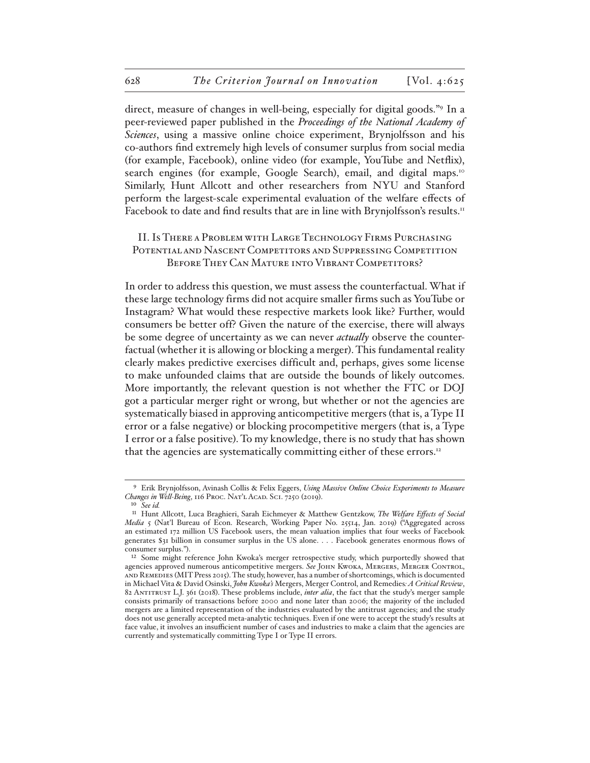direct, measure of changes in well-being, especially for digital goods."[9] In a peer-reviewed paper published in the *Proceedings of the National Academy of Sciences*, using a massive online choice experiment, Brynjolfsson and his co-authors find extremely high levels of consumer surplus from social media (for example, Facebook), online video (for example, YouTube and Netflix), search engines (for example, Google Search), email, and digital maps.[10] Similarly, Hunt Allcott and other researchers from NYU and Stanford perform the largest-scale experimental evaluation of the welfare effects of Facebook to date and find results that are in line with Brynjolfsson's results.[11]

## II. Is There a Problem with Large Technology Firms Purchasing Potential and Nascent Competitors and Suppressing Competition Before They Can Mature into Vibrant Competitors?

In order to address this question, we must assess the counterfactual. What if these large technology firms did not acquire smaller firms such as YouTube or Instagram? What would these respective markets look like? Further, would consumers be better off? Given the nature of the exercise, there will always be some degree of uncertainty as we can never *actually* observe the counterfactual (whether it is allowing or blocking a merger). This fundamental reality clearly makes predictive exercises difficult and, perhaps, gives some license to make unfounded claims that are outside the bounds of likely outcomes. More importantly, the relevant question is not whether the FTC or DOJ got a particular merger right or wrong, but whether or not the agencies are systematically biased in approving anticompetitive mergers (that is, a Type II error or a false negative) or blocking procompetitive mergers (that is, a Type I error or a false positive). To my knowledge, there is no study that has shown that the agencies are systematically committing either of these errors.[12]

---

[9] Erik Brynjolfsson, Avinash Collis & Felix Eggers, *Using Massive Online Choice Experiments to Measure Changes in Well-Being*, 116 Proc. Nat'l Acad. Sci. 7250 (2019).

[10] *See id.*

[11] Hunt Allcott, Luca Braghieri, Sarah Eichmeyer & Matthew Gentzkow, *The Welfare Effects of Social Media* 5 (Nat'l Bureau of Econ. Research, Working Paper No. 25514, Jan. 2019) ("Aggregated across an estimated 172 million US Facebook users, the mean valuation implies that four weeks of Facebook generates $31 billion in consumer surplus in the US alone. . . . Facebook generates enormous flows of consumer surplus.").

[12] Some might reference John Kwoka's merger retrospective study, which purportedly showed that agencies approved numerous anticompetitive mergers. *See* John Kwoka, Mergers, Merger Control, and Remedies (MIT Press 2015). The study, however, has a number of shortcomings, which is documented in Michael Vita & David Osinski, *John Kwoka's* Mergers, Merger Control, and Remedies*: A Critical Review*, 82 Antitrust L.J. 361 (2018). These problems include, *inter alia*, the fact that the study's merger sample consists primarily of transactions before 2000 and none later than 2006; the majority of the included mergers are a limited representation of the industries evaluated by the antitrust agencies; and the study does not use generally accepted meta-analytic techniques. Even if one were to accept the study's results at face value, it involves an insufficient number of cases and industries to make a claim that the agencies are currently and systematically committing Type I or Type II errors.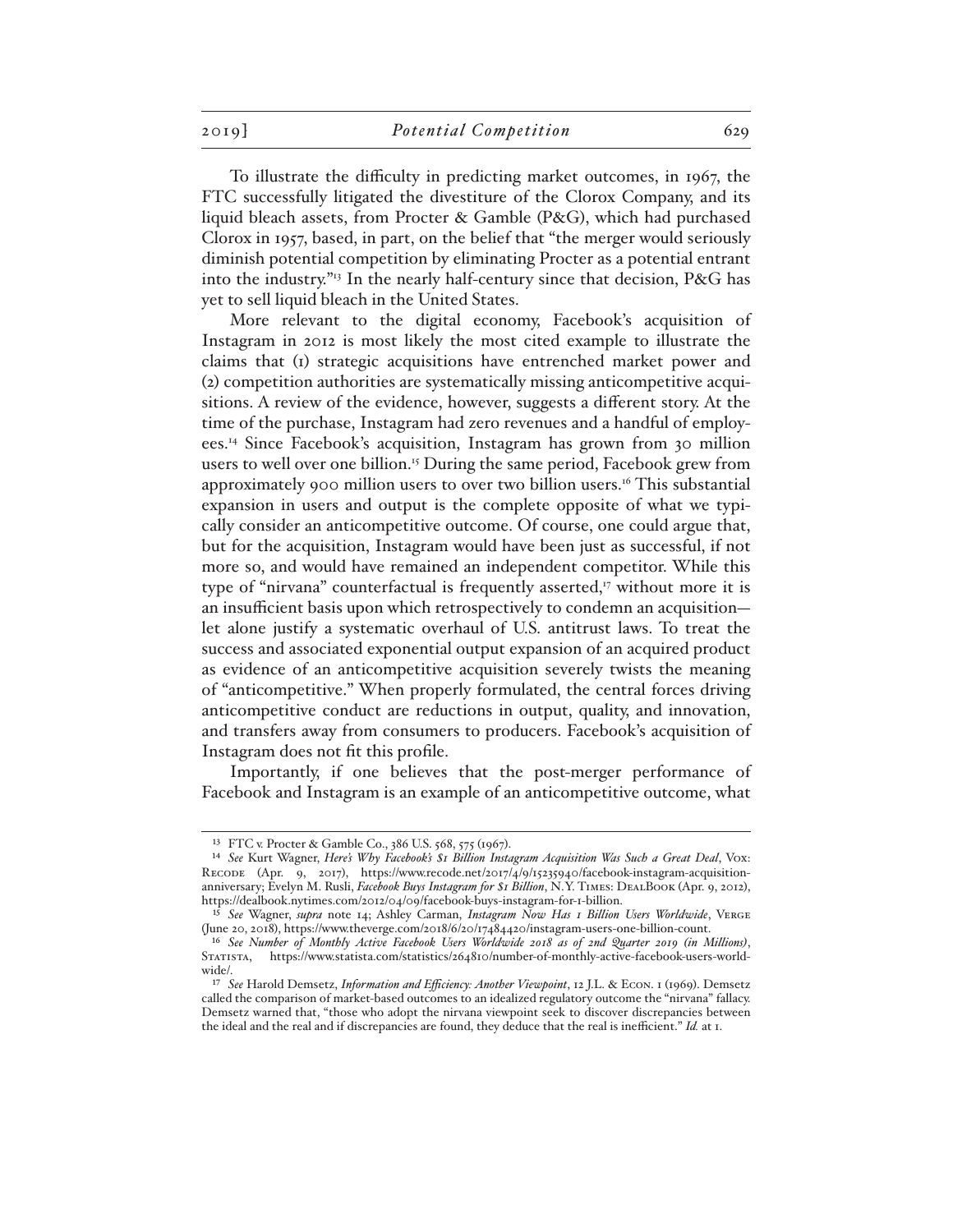To illustrate the difficulty in predicting market outcomes, in 1967, the FTC successfully litigated the divestiture of the Clorox Company, and its liquid bleach assets, from Procter & Gamble (P&G), which had purchased Clorox in 1957, based, in part, on the belief that "the merger would seriously diminish potential competition by eliminating Procter as a potential entrant into the industry."[13] In the nearly half-century since that decision, P&G has yet to sell liquid bleach in the United States.

More relevant to the digital economy, Facebook's acquisition of Instagram in 2012 is most likely the most cited example to illustrate the claims that (1) strategic acquisitions have entrenched market power and (2) competition authorities are systematically missing anticompetitive acquisitions. A review of the evidence, however, suggests a different story. At the time of the purchase, Instagram had zero revenues and a handful of employees.[14] Since Facebook's acquisition, Instagram has grown from 30 million users to well over one billion.[15] During the same period, Facebook grew from approximately 900 million users to over two billion users.[16] This substantial expansion in users and output is the complete opposite of what we typically consider an anticompetitive outcome. Of course, one could argue that, but for the acquisition, Instagram would have been just as successful, if not more so, and would have remained an independent competitor. While this type of "nirvana" counterfactual is frequently asserted,[17] without more it is an insufficient basis upon which retrospectively to condemn an acquisition—let alone justify a systematic overhaul of U.S. antitrust laws. To treat the success and associated exponential output expansion of an acquired product as evidence of an anticompetitive acquisition severely twists the meaning of "anticompetitive." When properly formulated, the central forces driving anticompetitive conduct are reductions in output, quality, and innovation, and transfers away from consumers to producers. Facebook's acquisition of Instagram does not fit this profile.

Importantly, if one believes that the post-merger performance of Facebook and Instagram is an example of an anticompetitive outcome, what

---

[13] FTC v. Procter & Gamble Co., 386 U.S. 568, 575 (1967).

[14] *See* Kurt Wagner, *Here's Why Facebook's $1 Billion Instagram Acquisition Was Such a Great Deal*, Vox: Recode (Apr. 9, 2017), https://www.recode.net/2017/4/9/15235940/facebook-instagram-acquisition-anniversary; Evelyn M. Rusli, *Facebook Buys Instagram for $1 Billion*, N.Y. Times: DealBook (Apr. 9, 2012), https://dealbook.nytimes.com/2012/04/09/facebook-buys-instagram-for-1-billion.

[15] *See* Wagner, *supra* note 14; Ashley Carman, *Instagram Now Has 1 Billion Users Worldwide*, Verge (June 20, 2018), https://www.theverge.com/2018/6/20/17484420/instagram-users-one-billion-count.

[16] *See Number of Monthly Active Facebook Users Worldwide 2018 as of 2nd Quarter 2019 (in Millions)*, Statista, https://www.statista.com/statistics/264810/number-of-monthly-active-facebook-users-worldwide/.

[17] *See* Harold Demsetz, *Information and Efficiency: Another Viewpoint*, 12 J.L. & Econ. 1 (1969). Demsetz called the comparison of market-based outcomes to an idealized regulatory outcome the "nirvana" fallacy. Demsetz warned that, "those who adopt the nirvana viewpoint seek to discover discrepancies between the ideal and the real and if discrepancies are found, they deduce that the real is inefficient." *Id.* at 1.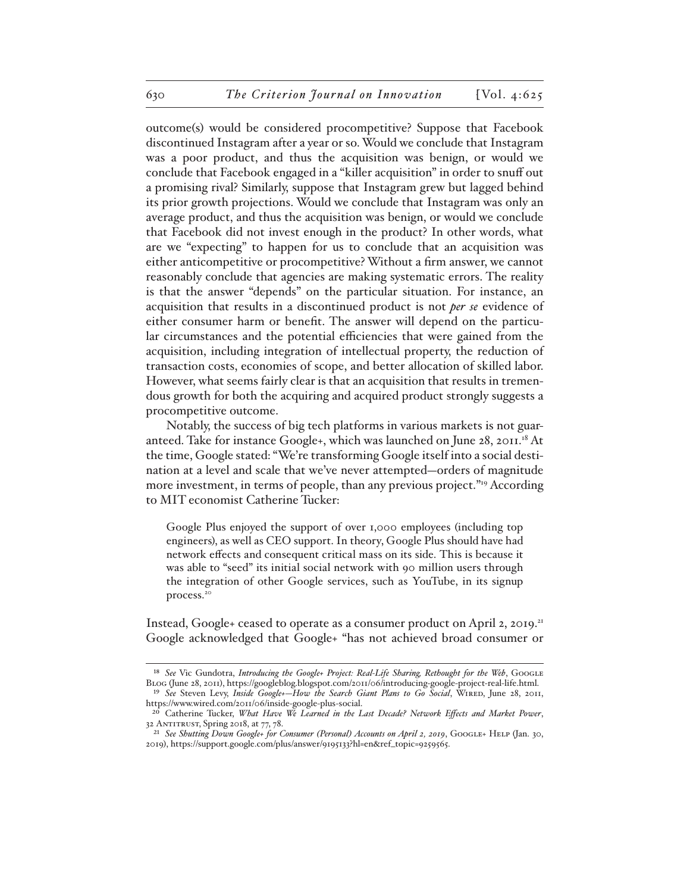outcome(s) would be considered procompetitive? Suppose that Facebook discontinued Instagram after a year or so. Would we conclude that Instagram was a poor product, and thus the acquisition was benign, or would we conclude that Facebook engaged in a "killer acquisition" in order to snuff out a promising rival? Similarly, suppose that Instagram grew but lagged behind its prior growth projections. Would we conclude that Instagram was only an average product, and thus the acquisition was benign, or would we conclude that Facebook did not invest enough in the product? In other words, what are we "expecting" to happen for us to conclude that an acquisition was either anticompetitive or procompetitive? Without a firm answer, we cannot reasonably conclude that agencies are making systematic errors. The reality is that the answer "depends" on the particular situation. For instance, an acquisition that results in a discontinued product is not *per se* evidence of either consumer harm or benefit. The answer will depend on the particular circumstances and the potential efficiencies that were gained from the acquisition, including integration of intellectual property, the reduction of transaction costs, economies of scope, and better allocation of skilled labor. However, what seems fairly clear is that an acquisition that results in tremendous growth for both the acquiring and acquired product strongly suggests a procompetitive outcome.

Notably, the success of big tech platforms in various markets is not guaranteed. Take for instance Google+, which was launched on June 28, 2011.[18] At the time, Google stated: "We're transforming Google itself into a social destination at a level and scale that we've never attempted—orders of magnitude more investment, in terms of people, than any previous project."[19] According to MIT economist Catherine Tucker:

> Google Plus enjoyed the support of over 1,000 employees (including top engineers), as well as CEO support. In theory, Google Plus should have had network effects and consequent critical mass on its side. This is because it was able to "seed" its initial social network with 90 million users through the integration of other Google services, such as YouTube, in its signup process.[20]

Instead, Google+ ceased to operate as a consumer product on April 2, 2019.[21] Google acknowledged that Google+ "has not achieved broad consumer or

---

[18] *See* Vic Gundotra, *Introducing the Google+ Project: Real-Life Sharing, Rethought for the Web*, Google Blog (June 28, 2011), https://googleblog.blogspot.com/2011/06/introducing-google-project-real-life.html.

[19] *See* Steven Levy, *Inside Google+—How the Search Giant Plans to Go Social*, Wired, June 28, 2011, https://www.wired.com/2011/06/inside-google-plus-social.

[20] Catherine Tucker, *What Have We Learned in the Last Decade? Network Effects and Market Power*, 32 Antitrust, Spring 2018, at 77, 78.

[21] *See Shutting Down Google+ for Consumer (Personal) Accounts on April 2, 2019*, Google+ Help (Jan. 30, 2019), https://support.google.com/plus/answer/9195133?hl=en&ref_topic=9259565.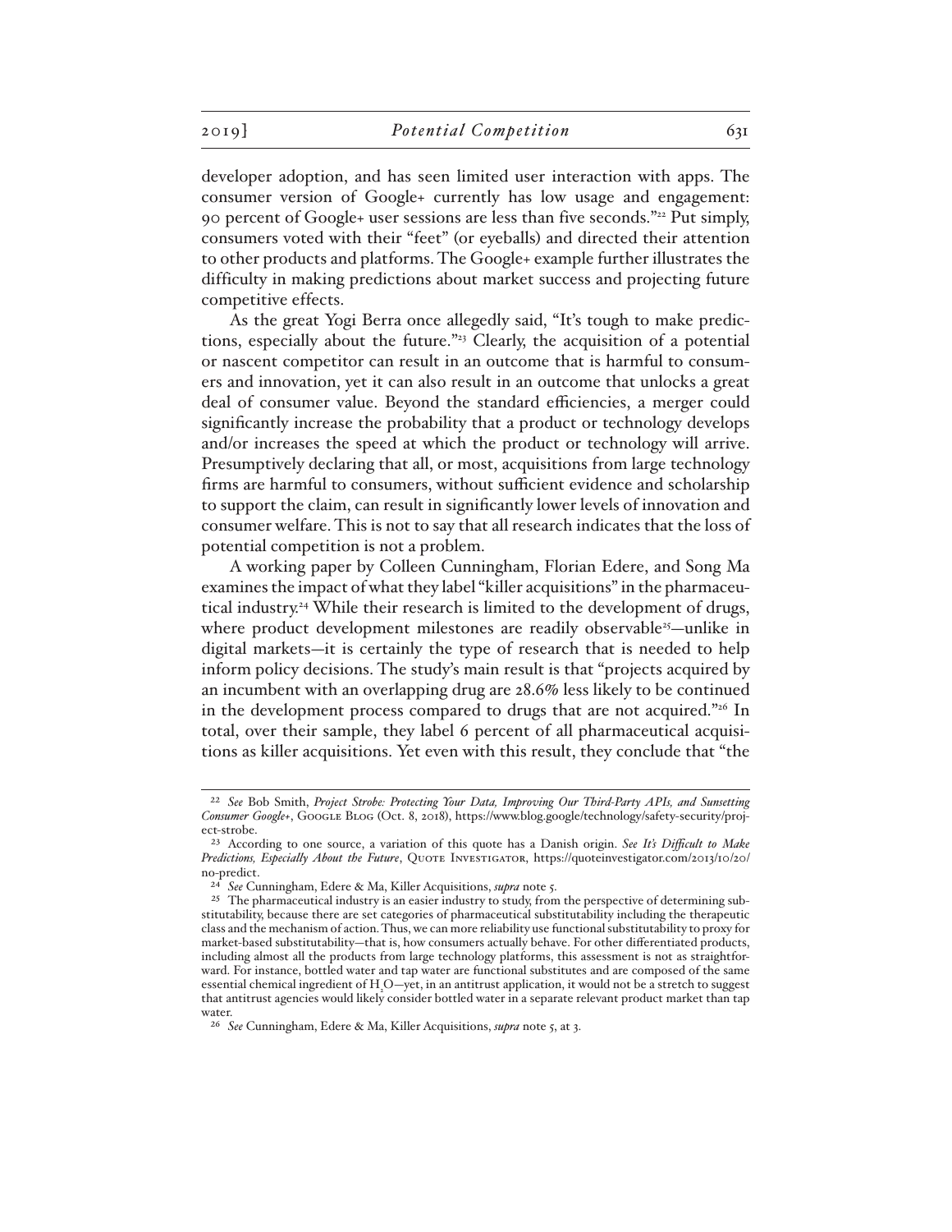developer adoption, and has seen limited user interaction with apps. The consumer version of Google+ currently has low usage and engagement: 90 percent of Google+ user sessions are less than five seconds."[22] Put simply, consumers voted with their "feet" (or eyeballs) and directed their attention to other products and platforms. The Google+ example further illustrates the difficulty in making predictions about market success and projecting future competitive effects.

As the great Yogi Berra once allegedly said, "It's tough to make predictions, especially about the future."[23] Clearly, the acquisition of a potential or nascent competitor can result in an outcome that is harmful to consumers and innovation, yet it can also result in an outcome that unlocks a great deal of consumer value. Beyond the standard efficiencies, a merger could significantly increase the probability that a product or technology develops and/or increases the speed at which the product or technology will arrive. Presumptively declaring that all, or most, acquisitions from large technology firms are harmful to consumers, without sufficient evidence and scholarship to support the claim, can result in significantly lower levels of innovation and consumer welfare. This is not to say that all research indicates that the loss of potential competition is not a problem.

A working paper by Colleen Cunningham, Florian Edere, and Song Ma examines the impact of what they label "killer acquisitions" in the pharmaceutical industry.[24] While their research is limited to the development of drugs, where product development milestones are readily observable[25]—unlike in digital markets—it is certainly the type of research that is needed to help inform policy decisions. The study's main result is that "projects acquired by an incumbent with an overlapping drug are 28.6% less likely to be continued in the development process compared to drugs that are not acquired."[26] In total, over their sample, they label 6 percent of all pharmaceutical acquisitions as killer acquisitions. Yet even with this result, they conclude that "the

---

[22] *See* Bob Smith, *Project Strobe: Protecting Your Data, Improving Our Third-Party APIs, and Sunsetting Consumer Google+*, Google Blog (Oct. 8, 2018), https://www.blog.google/technology/safety-security/project-strobe.

[23] According to one source, a variation of this quote has a Danish origin. *See It's Difficult to Make Predictions, Especially About the Future*, Quote Investigator, https://quoteinvestigator.com/2013/10/20/no-predict.

[24] *See* Cunningham, Edere & Ma, Killer Acquisitions, *supra* note 5.

[25] The pharmaceutical industry is an easier industry to study, from the perspective of determining substitutability, because there are set categories of pharmaceutical substitutability including the therapeutic class and the mechanism of action. Thus, we can more reliability use functional substitutability to proxy for market-based substitutability—that is, how consumers actually behave. For other differentiated products, including almost all the products from large technology platforms, this assessment is not as straightforward. For instance, bottled water and tap water are functional substitutes and are composed of the same essential chemical ingredient of $H_2O$—yet, in an antitrust application, it would not be a stretch to suggest that antitrust agencies would likely consider bottled water in a separate relevant product market than tap water.

[26] *See* Cunningham, Edere & Ma, Killer Acquisitions, *supra* note 5, at 3.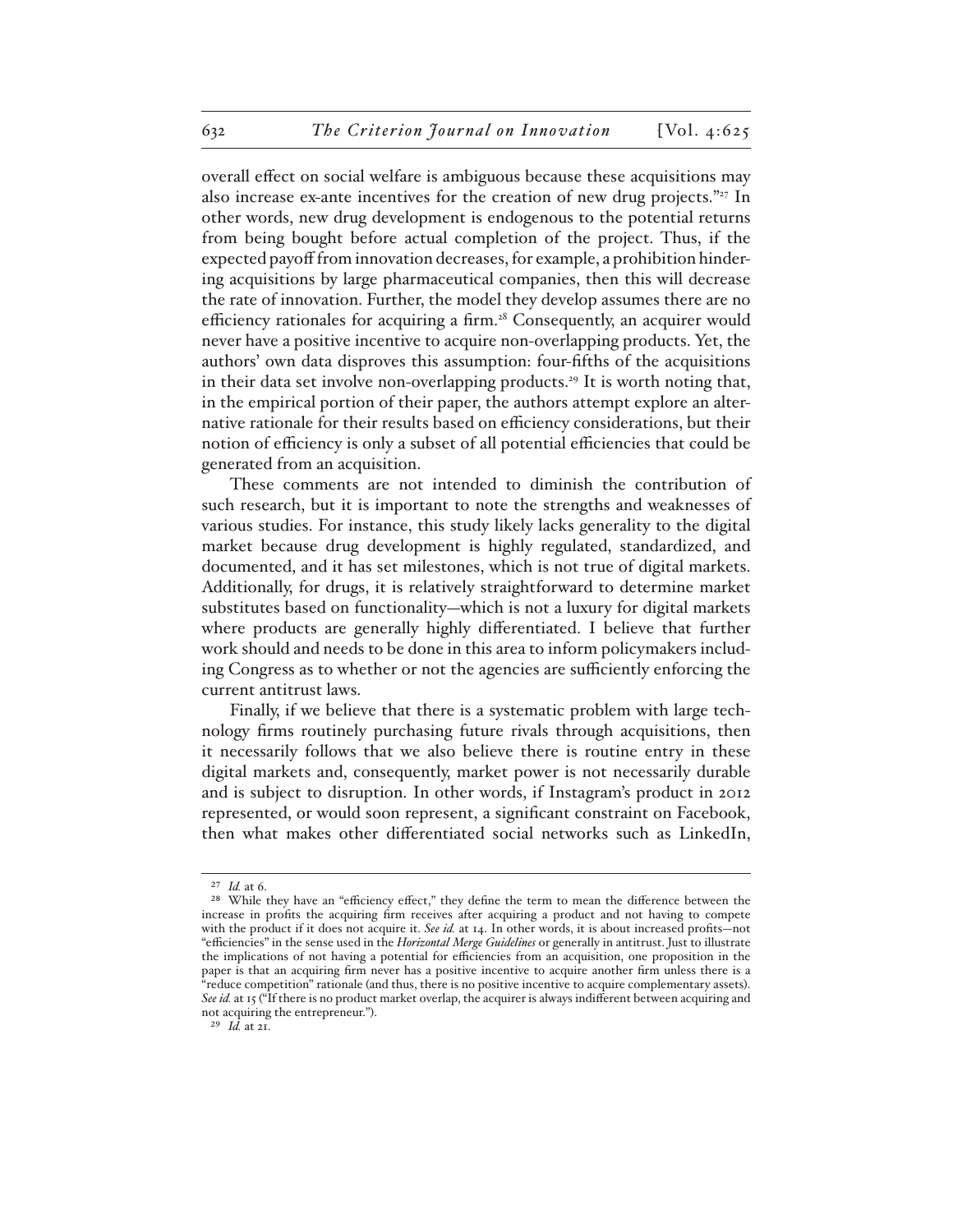overall effect on social welfare is ambiguous because these acquisitions may also increase ex-ante incentives for the creation of new drug projects."[27] In other words, new drug development is endogenous to the potential returns from being bought before actual completion of the project. Thus, if the expected payoff from innovation decreases, for example, a prohibition hindering acquisitions by large pharmaceutical companies, then this will decrease the rate of innovation. Further, the model they develop assumes there are no efficiency rationales for acquiring a firm.[28] Consequently, an acquirer would never have a positive incentive to acquire non-overlapping products. Yet, the authors' own data disproves this assumption: four-fifths of the acquisitions in their data set involve non-overlapping products.[29] It is worth noting that, in the empirical portion of their paper, the authors attempt explore an alternative rationale for their results based on efficiency considerations, but their notion of efficiency is only a subset of all potential efficiencies that could be generated from an acquisition.

These comments are not intended to diminish the contribution of such research, but it is important to note the strengths and weaknesses of various studies. For instance, this study likely lacks generality to the digital market because drug development is highly regulated, standardized, and documented, and it has set milestones, which is not true of digital markets. Additionally, for drugs, it is relatively straightforward to determine market substitutes based on functionality—which is not a luxury for digital markets where products are generally highly differentiated. I believe that further work should and needs to be done in this area to inform policymakers including Congress as to whether or not the agencies are sufficiently enforcing the current antitrust laws.

Finally, if we believe that there is a systematic problem with large technology firms routinely purchasing future rivals through acquisitions, then it necessarily follows that we also believe there is routine entry in these digital markets and, consequently, market power is not necessarily durable and is subject to disruption. In other words, if Instagram's product in 2012 represented, or would soon represent, a significant constraint on Facebook, then what makes other differentiated social networks such as LinkedIn,

---

[27] *Id.* at 6.

[28] While they have an "efficiency effect," they define the term to mean the difference between the increase in profits the acquiring firm receives after acquiring a product and not having to compete with the product if it does not acquire it. *See id.* at 14. In other words, it is about increased profits—not "efficiencies" in the sense used in the *Horizontal Merge Guidelines* or generally in antitrust. Just to illustrate the implications of not having a potential for efficiencies from an acquisition, one proposition in the paper is that an acquiring firm never has a positive incentive to acquire another firm unless there is a "reduce competition" rationale (and thus, there is no positive incentive to acquire complementary assets). *See id.* at 15 ("If there is no product market overlap, the acquirer is always indifferent between acquiring and not acquiring the entrepreneur.").

[29] *Id.* at 21.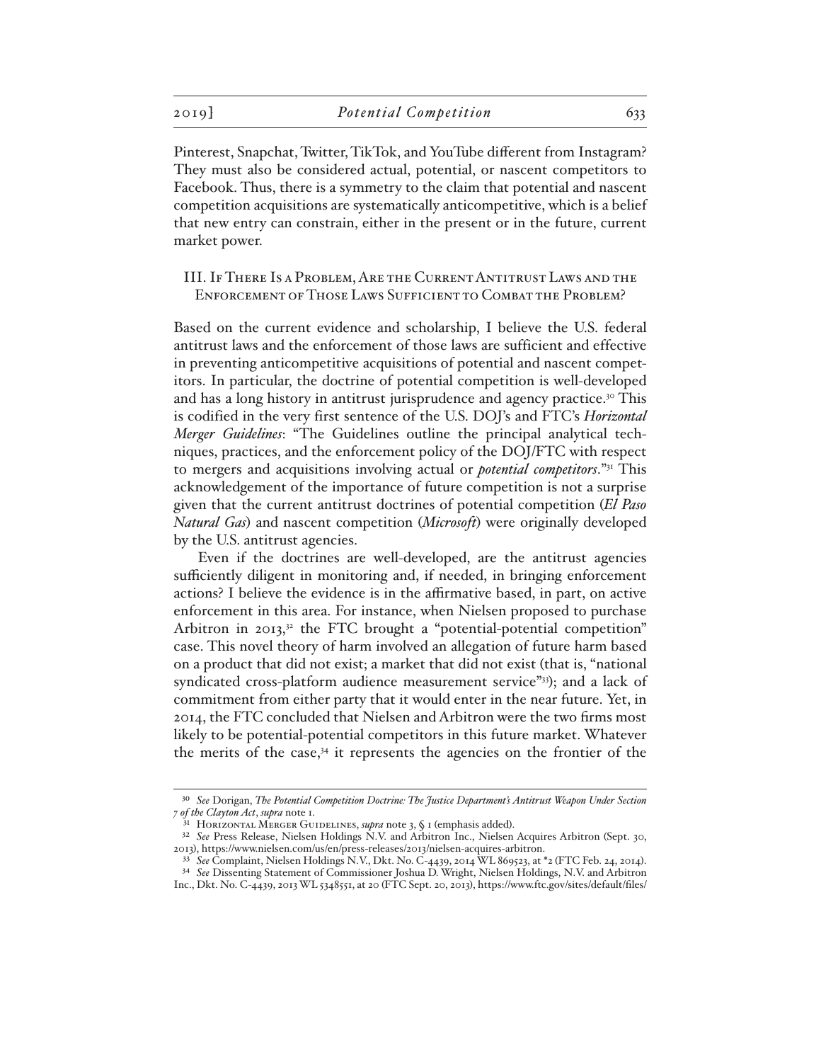Pinterest, Snapchat, Twitter, TikTok, and YouTube different from Instagram? They must also be considered actual, potential, or nascent competitors to Facebook. Thus, there is a symmetry to the claim that potential and nascent competition acquisitions are systematically anticompetitive, which is a belief that new entry can constrain, either in the present or in the future, current market power.

## III. If There Is a Problem, Are the Current Antitrust Laws and the Enforcement of Those Laws Sufficient to Combat the Problem?

Based on the current evidence and scholarship, I believe the U.S. federal antitrust laws and the enforcement of those laws are sufficient and effective in preventing anticompetitive acquisitions of potential and nascent competitors. In particular, the doctrine of potential competition is well-developed and has a long history in antitrust jurisprudence and agency practice.[30] This is codified in the very first sentence of the U.S. DOJ's and FTC's *Horizontal Merger Guidelines*: "The Guidelines outline the principal analytical techniques, practices, and the enforcement policy of the DOJ/FTC with respect to mergers and acquisitions involving actual or ***potential competitors***."[31] This acknowledgement of the importance of future competition is not a surprise given that the current antitrust doctrines of potential competition (*El Paso Natural Gas*) and nascent competition (*Microsoft*) were originally developed by the U.S. antitrust agencies.

Even if the doctrines are well-developed, are the antitrust agencies sufficiently diligent in monitoring and, if needed, in bringing enforcement actions? I believe the evidence is in the affirmative based, in part, on active enforcement in this area. For instance, when Nielsen proposed to purchase Arbitron in 2013,[32] the FTC brought a "potential-potential competition" case. This novel theory of harm involved an allegation of future harm based on a product that did not exist; a market that did not exist (that is, "national syndicated cross-platform audience measurement service"[33]); and a lack of commitment from either party that it would enter in the near future. Yet, in 2014, the FTC concluded that Nielsen and Arbitron were the two firms most likely to be potential-potential competitors in this future market. Whatever the merits of the case,[34] it represents the agencies on the frontier of the

---

[30] *See* Dorigan, *The Potential Competition Doctrine: The Justice Department's Antitrust Weapon Under Section 7 of the Clayton Act*, *supra* note 1.

[31] Horizontal Merger Guidelines, *supra* note 3, § 1 (emphasis added).

[32] *See* Press Release, Nielsen Holdings N.V. and Arbitron Inc., Nielsen Acquires Arbitron (Sept. 30, 2013), https://www.nielsen.com/us/en/press-releases/2013/nielsen-acquires-arbitron.

[33] *See* Complaint, Nielsen Holdings N.V., Dkt. No. C-4439, 2014 WL 869523, at *2 (FTC Feb. 24, 2014).

[34] *See* Dissenting Statement of Commissioner Joshua D. Wright, Nielsen Holdings, N.V. and Arbitron Inc., Dkt. No. C-4439, 2013 WL 5348551, at 20 (FTC Sept. 20, 2013), https://www.ftc.gov/sites/default/files/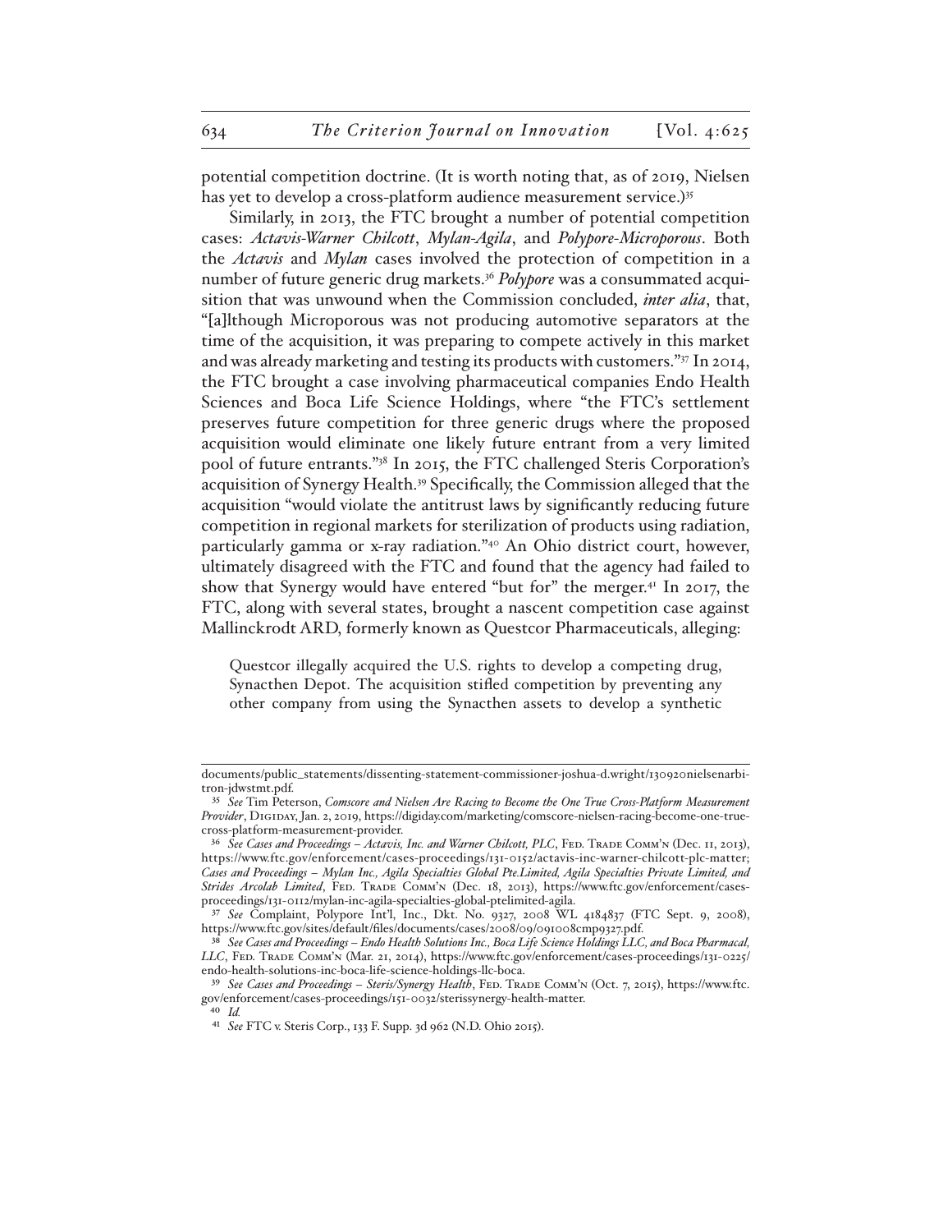potential competition doctrine. (It is worth noting that, as of 2019, Nielsen has yet to develop a cross-platform audience measurement service.)[35]

Similarly, in 2013, the FTC brought a number of potential competition cases: *Actavis-Warner Chilcott*, *Mylan-Agila*, and *Polypore-Microporous*. Both the *Actavis* and *Mylan* cases involved the protection of competition in a number of future generic drug markets.[36] *Polypore* was a consummated acquisition that was unwound when the Commission concluded, *inter alia*, that, "[a]lthough Microporous was not producing automotive separators at the time of the acquisition, it was preparing to compete actively in this market and was already marketing and testing its products with customers."[37] In 2014, the FTC brought a case involving pharmaceutical companies Endo Health Sciences and Boca Life Science Holdings, where "the FTC's settlement preserves future competition for three generic drugs where the proposed acquisition would eliminate one likely future entrant from a very limited pool of future entrants."[38] In 2015, the FTC challenged Steris Corporation's acquisition of Synergy Health.[39] Specifically, the Commission alleged that the acquisition "would violate the antitrust laws by significantly reducing future competition in regional markets for sterilization of products using radiation, particularly gamma or x-ray radiation."[40] An Ohio district court, however, ultimately disagreed with the FTC and found that the agency had failed to show that Synergy would have entered "but for" the merger.[41] In 2017, the FTC, along with several states, brought a nascent competition case against Mallinckrodt ARD, formerly known as Questcor Pharmaceuticals, alleging:

> Questcor illegally acquired the U.S. rights to develop a competing drug, Synacthen Depot. The acquisition stifled competition by preventing any other company from using the Synacthen assets to develop a synthetic

documents/public_statements/dissenting-statement-commissioner-joshua-d.wright/130920nielsenarbitron-jdwstmt.pdf.

[35] *See* Tim Peterson, *Comscore and Nielsen Are Racing to Become the One True Cross-Platform Measurement Provider*, Digiday, Jan. 2, 2019, https://digiday.com/marketing/comscore-nielsen-racing-become-one-true-cross-platform-measurement-provider.

[36] *See Cases and Proceedings – Actavis, Inc. and Warner Chilcott, PLC*, Fed. Trade Comm'n (Dec. 11, 2013), https://www.ftc.gov/enforcement/cases-proceedings/131-0152/actavis-inc-warner-chilcott-plc-matter; *Cases and Proceedings – Mylan Inc., Agila Specialties Global Pte.Limited, Agila Specialties Private Limited, and Strides Arcolab Limited*, Fed. Trade Comm'n (Dec. 18, 2013), https://www.ftc.gov/enforcement/cases-proceedings/131-0112/mylan-inc-agila-specialties-global-ptelimited-agila.

[37] *See* Complaint, Polypore Int'l, Inc., Dkt. No. 9327, 2008 WL 4184837 (FTC Sept. 9, 2008), https://www.ftc.gov/sites/default/files/documents/cases/2008/09/091008cmp9327.pdf.

[38] *See Cases and Proceedings – Endo Health Solutions Inc., Boca Life Science Holdings LLC, and Boca Pharmacal, LLC*, Fed. Trade Comm'n (Mar. 21, 2014), https://www.ftc.gov/enforcement/cases-proceedings/131-0225/endo-health-solutions-inc-boca-life-science-holdings-llc-boca.

[39] *See Cases and Proceedings – Steris/Synergy Health*, Fed. Trade Comm'n (Oct. 7, 2015), https://www.ftc.gov/enforcement/cases-proceedings/151-0032/sterissynergy-health-matter.

[40] *Id.*

[41] *See* FTC v. Steris Corp., 133 F. Supp. 3d 962 (N.D. Ohio 2015).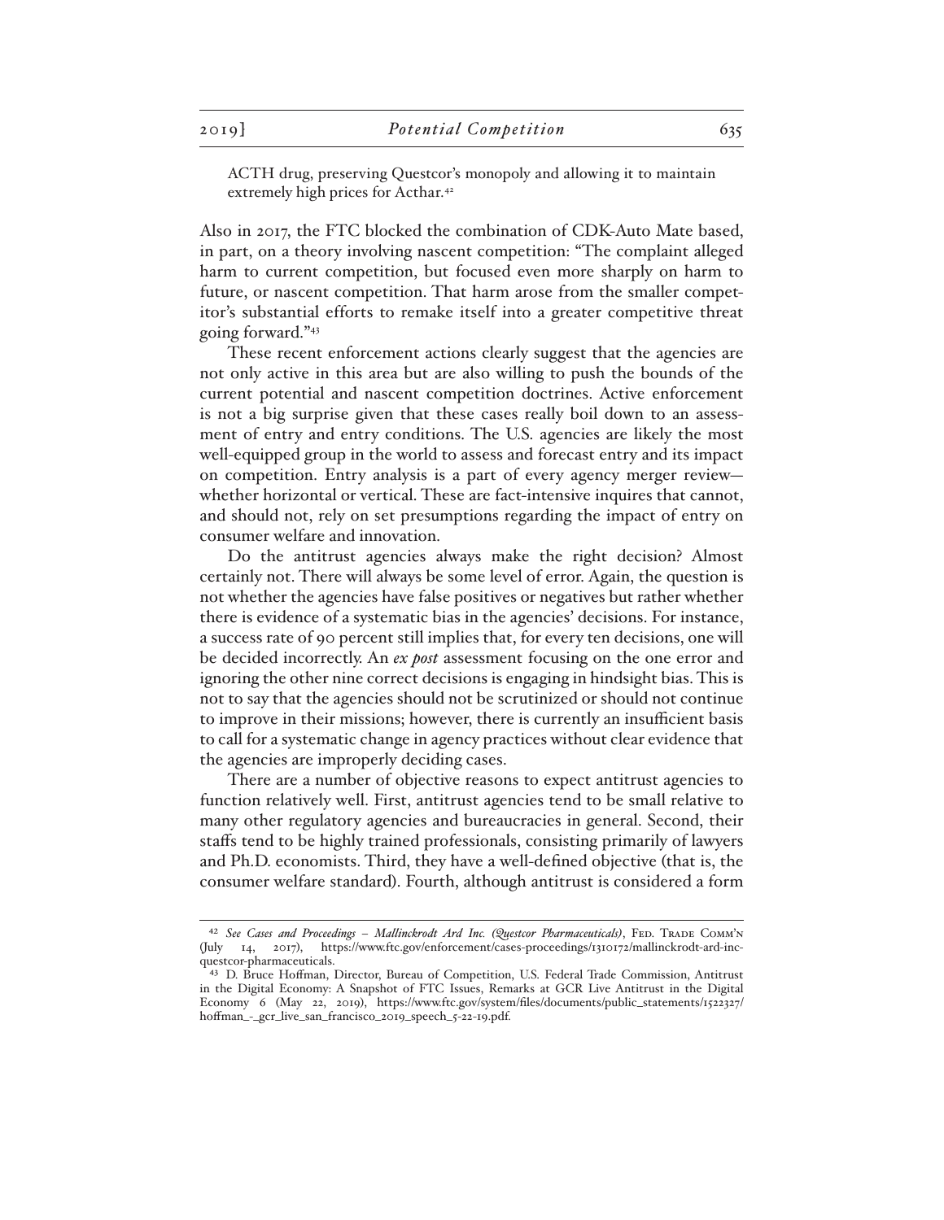ACTH drug, preserving Questcor's monopoly and allowing it to maintain extremely high prices for Acthar.[42]

Also in 2017, the FTC blocked the combination of CDK-Auto Mate based, in part, on a theory involving nascent competition: "The complaint alleged harm to current competition, but focused even more sharply on harm to future, or nascent competition. That harm arose from the smaller competitor's substantial efforts to remake itself into a greater competitive threat going forward."[43]

These recent enforcement actions clearly suggest that the agencies are not only active in this area but are also willing to push the bounds of the current potential and nascent competition doctrines. Active enforcement is not a big surprise given that these cases really boil down to an assessment of entry and entry conditions. The U.S. agencies are likely the most well-equipped group in the world to assess and forecast entry and its impact on competition. Entry analysis is a part of every agency merger review—whether horizontal or vertical. These are fact-intensive inquires that cannot, and should not, rely on set presumptions regarding the impact of entry on consumer welfare and innovation.

Do the antitrust agencies always make the right decision? Almost certainly not. There will always be some level of error. Again, the question is not whether the agencies have false positives or negatives but rather whether there is evidence of a systematic bias in the agencies' decisions. For instance, a success rate of 90 percent still implies that, for every ten decisions, one will be decided incorrectly. An *ex post* assessment focusing on the one error and ignoring the other nine correct decisions is engaging in hindsight bias. This is not to say that the agencies should not be scrutinized or should not continue to improve in their missions; however, there is currently an insufficient basis to call for a systematic change in agency practices without clear evidence that the agencies are improperly deciding cases.

There are a number of objective reasons to expect antitrust agencies to function relatively well. First, antitrust agencies tend to be small relative to many other regulatory agencies and bureaucracies in general. Second, their staffs tend to be highly trained professionals, consisting primarily of lawyers and Ph.D. economists. Third, they have a well-defined objective (that is, the consumer welfare standard). Fourth, although antitrust is considered a form

---

[42] *See Cases and Proceedings – Mallinckrodt Ard Inc. (Questcor Pharmaceuticals)*, Fed. Trade Comm'n (July 14, 2017), https://www.ftc.gov/enforcement/cases-proceedings/1310172/mallinckrodt-ard-inc-questcor-pharmaceuticals.

[43] D. Bruce Hoffman, Director, Bureau of Competition, U.S. Federal Trade Commission, Antitrust in the Digital Economy: A Snapshot of FTC Issues, Remarks at GCR Live Antitrust in the Digital Economy 6 (May 22, 2019), https://www.ftc.gov/system/files/documents/public_statements/1522327/hoffman_-_gcr_live_san_francisco_2019_speech_5-22-19.pdf.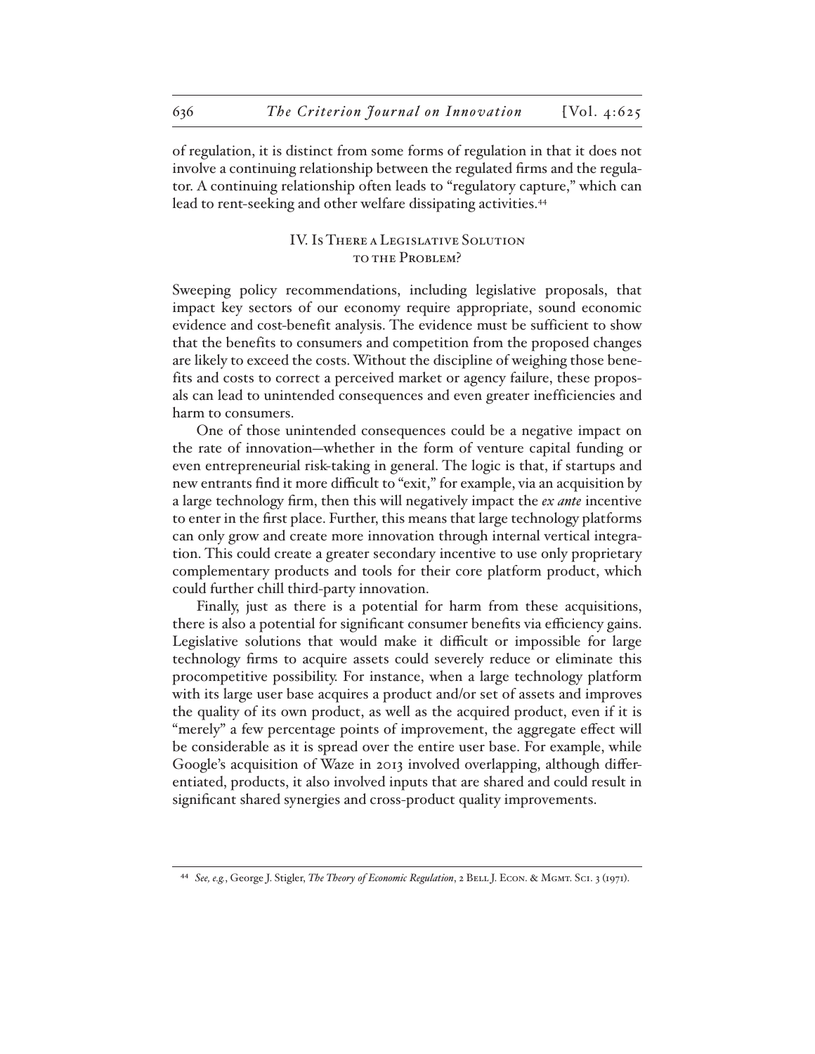of regulation, it is distinct from some forms of regulation in that it does not involve a continuing relationship between the regulated firms and the regulator. A continuing relationship often leads to "regulatory capture," which can lead to rent-seeking and other welfare dissipating activities.[44]

## IV. Is There a Legislative Solution to the Problem?

Sweeping policy recommendations, including legislative proposals, that impact key sectors of our economy require appropriate, sound economic evidence and cost-benefit analysis. The evidence must be sufficient to show that the benefits to consumers and competition from the proposed changes are likely to exceed the costs. Without the discipline of weighing those benefits and costs to correct a perceived market or agency failure, these proposals can lead to unintended consequences and even greater inefficiencies and harm to consumers.

One of those unintended consequences could be a negative impact on the rate of innovation—whether in the form of venture capital funding or even entrepreneurial risk-taking in general. The logic is that, if startups and new entrants find it more difficult to "exit," for example, via an acquisition by a large technology firm, then this will negatively impact the *ex ante* incentive to enter in the first place. Further, this means that large technology platforms can only grow and create more innovation through internal vertical integration. This could create a greater secondary incentive to use only proprietary complementary products and tools for their core platform product, which could further chill third-party innovation.

Finally, just as there is a potential for harm from these acquisitions, there is also a potential for significant consumer benefits via efficiency gains. Legislative solutions that would make it difficult or impossible for large technology firms to acquire assets could severely reduce or eliminate this procompetitive possibility. For instance, when a large technology platform with its large user base acquires a product and/or set of assets and improves the quality of its own product, as well as the acquired product, even if it is "merely" a few percentage points of improvement, the aggregate effect will be considerable as it is spread over the entire user base. For example, while Google's acquisition of Waze in 2013 involved overlapping, although differentiated, products, it also involved inputs that are shared and could result in significant shared synergies and cross-product quality improvements.

---

[44] *See, e.g.*, George J. Stigler, *The Theory of Economic Regulation*, 2 Bell J. Econ. & Mgmt. Sci. 3 (1971).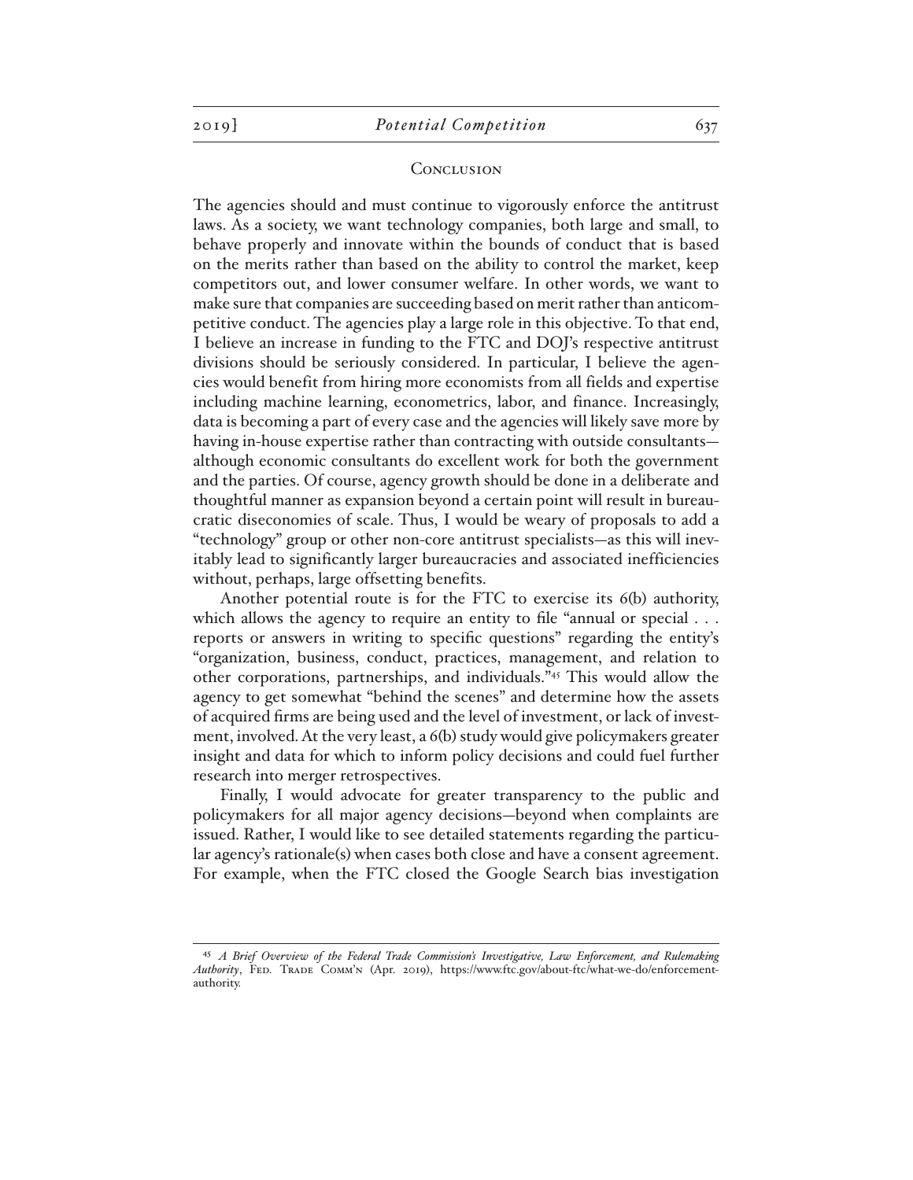## Conclusion

The agencies should and must continue to vigorously enforce the antitrust laws. As a society, we want technology companies, both large and small, to behave properly and innovate within the bounds of conduct that is based on the merits rather than based on the ability to control the market, keep competitors out, and lower consumer welfare. In other words, we want to make sure that companies are succeeding based on merit rather than anticompetitive conduct. The agencies play a large role in this objective. To that end, I believe an increase in funding to the FTC and DOJ's respective antitrust divisions should be seriously considered. In particular, I believe the agencies would benefit from hiring more economists from all fields and expertise including machine learning, econometrics, labor, and finance. Increasingly, data is becoming a part of every case and the agencies will likely save more by having in-house expertise rather than contracting with outside consultants—although economic consultants do excellent work for both the government and the parties. Of course, agency growth should be done in a deliberate and thoughtful manner as expansion beyond a certain point will result in bureaucratic diseconomies of scale. Thus, I would be weary of proposals to add a "technology" group or other non-core antitrust specialists—as this will inevitably lead to significantly larger bureaucracies and associated inefficiencies without, perhaps, large offsetting benefits.

Another potential route is for the FTC to exercise its 6(b) authority, which allows the agency to require an entity to file "annual or special . . . reports or answers in writing to specific questions" regarding the entity's "organization, business, conduct, practices, management, and relation to other corporations, partnerships, and individuals."[45] This would allow the agency to get somewhat "behind the scenes" and determine how the assets of acquired firms are being used and the level of investment, or lack of investment, involved. At the very least, a 6(b) study would give policymakers greater insight and data for which to inform policy decisions and could fuel further research into merger retrospectives.

Finally, I would advocate for greater transparency to the public and policymakers for all major agency decisions—beyond when complaints are issued. Rather, I would like to see detailed statements regarding the particular agency's rationale(s) when cases both close and have a consent agreement. For example, when the FTC closed the Google Search bias investigation

---

[45] *A Brief Overview of the Federal Trade Commission's Investigative, Law Enforcement, and Rulemaking Authority*, Fed. Trade Comm'n (Apr. 2019), https://www.ftc.gov/about-ftc/what-we-do/enforcement-authority.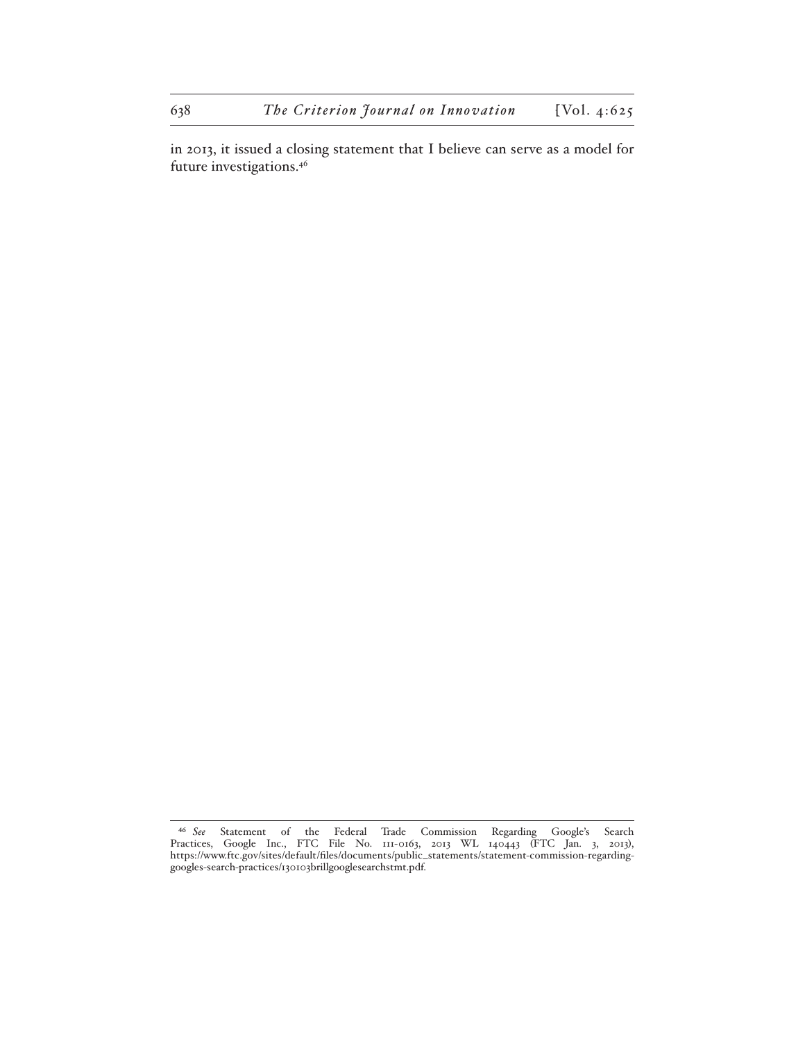in 2013, it issued a closing statement that I believe can serve as a model for future investigations.[46]

[46] *See* Statement of the Federal Trade Commission Regarding Google's Search Practices, Google Inc., FTC File No. 111-0163, 2013 WL 140443 (FTC Jan. 3, 2013), https://www.ftc.gov/sites/default/files/documents/public_statements/statement-commission-regarding-googles-search-practices/130103brillgooglesearchstmt.pdf.